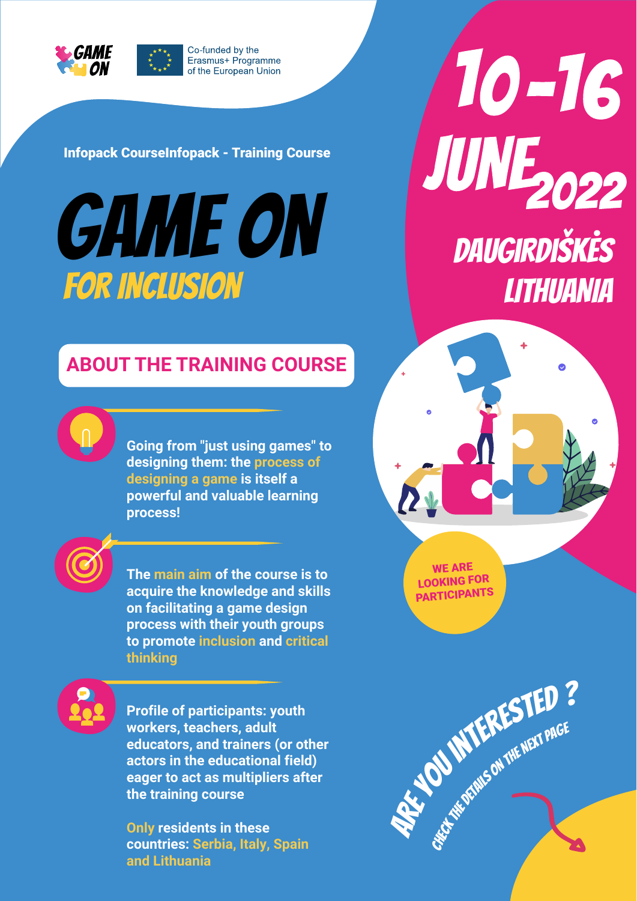GAME ON

Co-funded by the Erasmus+ Programme of the European Union

Infopack CourseInfopack - Training Course

# GAME ON
## FOR INCLUSION

**10-16 JUNE 2022**

**DAUGIRDIŠKĖS LITHUANIA**

## ABOUT THE TRAINING COURSE

**Going from "just using games" to designing them: the process of designing a game is itself a powerful and valuable learning process!**

**The main aim of the course is to acquire the knowledge and skills on facilitating a game design process with their youth groups to promote inclusion and critical thinking**

**Profile of participants: youth workers, teachers, adult educators, and trainers (or other actors in the educational field) eager to act as multipliers after the training course**

**Only residents in these countries: Serbia, Italy, Spain and Lithuania**

WE ARE LOOKING FOR PARTICIPANTS

ARE YOU INTERESTED ?

CHECK THE DETAILS ON THE NEXT PAGE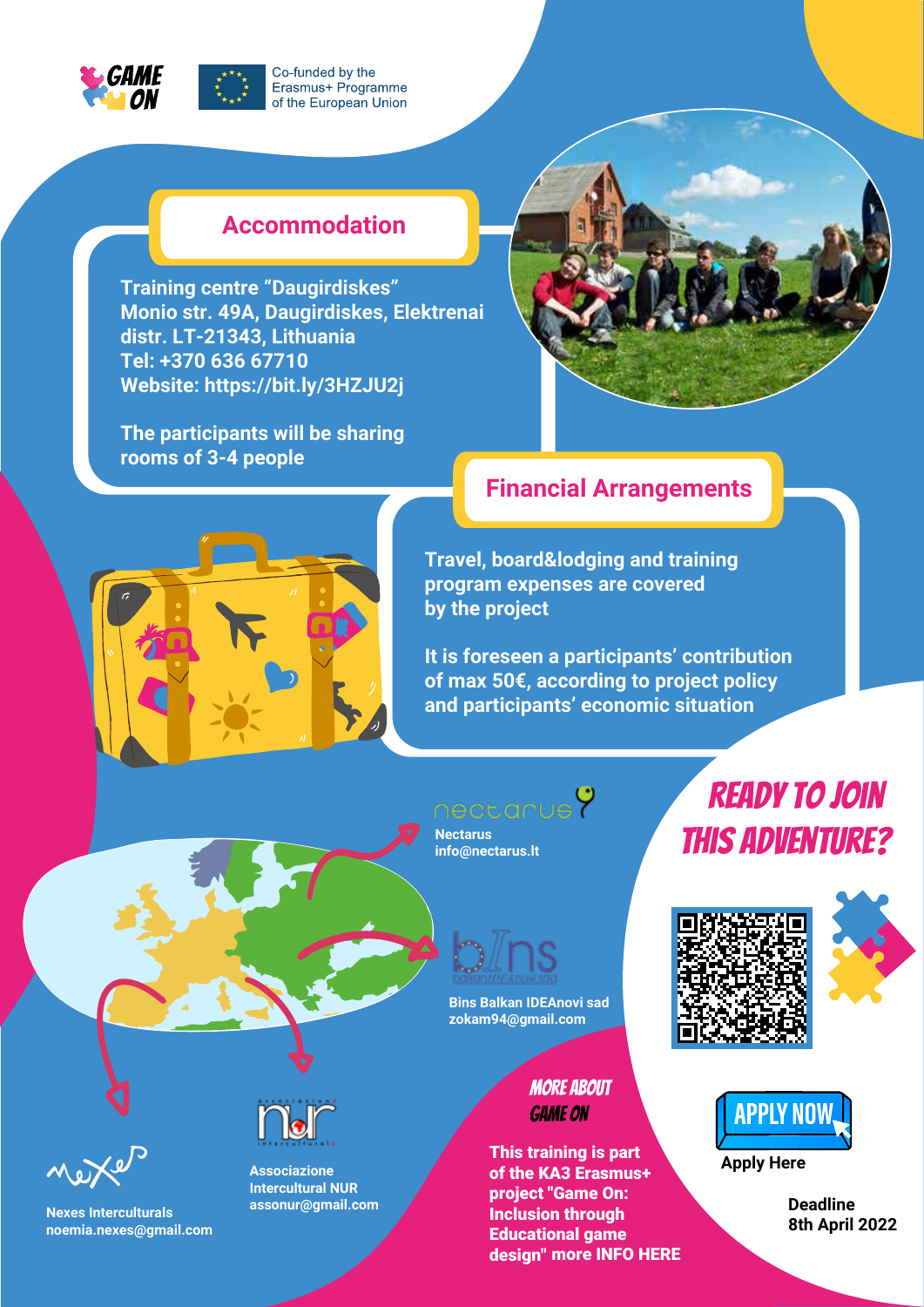GAME ON

Co-funded by the Erasmus+ Programme of the European Union

## Accommodation

Training centre "Daugirdiskes"
Monio str. 49A, Daugirdiskes, Elektrenai distr. LT-21343, Lithuania
Tel: +370 636 67710
Website: https://bit.ly/3HZJU2j

The participants will be sharing rooms of 3-4 people

## Financial Arrangements

Travel, board&lodging and training program expenses are covered by the project

It is foreseen a participants' contribution of max 50€, according to project policy and participants' economic situation

nectarus

**Nectarus**
**info@nectarus.lt**

bins

**Bins Balkan IDEAnovi sad**
**zokam94@gmail.com**

nexes

**Nexes Interculturals**
**noemia.nexes@gmail.com**

nur

**Associazione Intercultural NUR**
**assonur@gmail.com**

## READY TO JOIN THIS ADVENTURE?

APPLY NOW

Apply Here

**Deadline**
**8th April 2022**

### MORE ABOUT GAME ON

**This training is part of the KA3 Erasmus+ project "Game On: Inclusion through Educational game design" more INFO HERE**